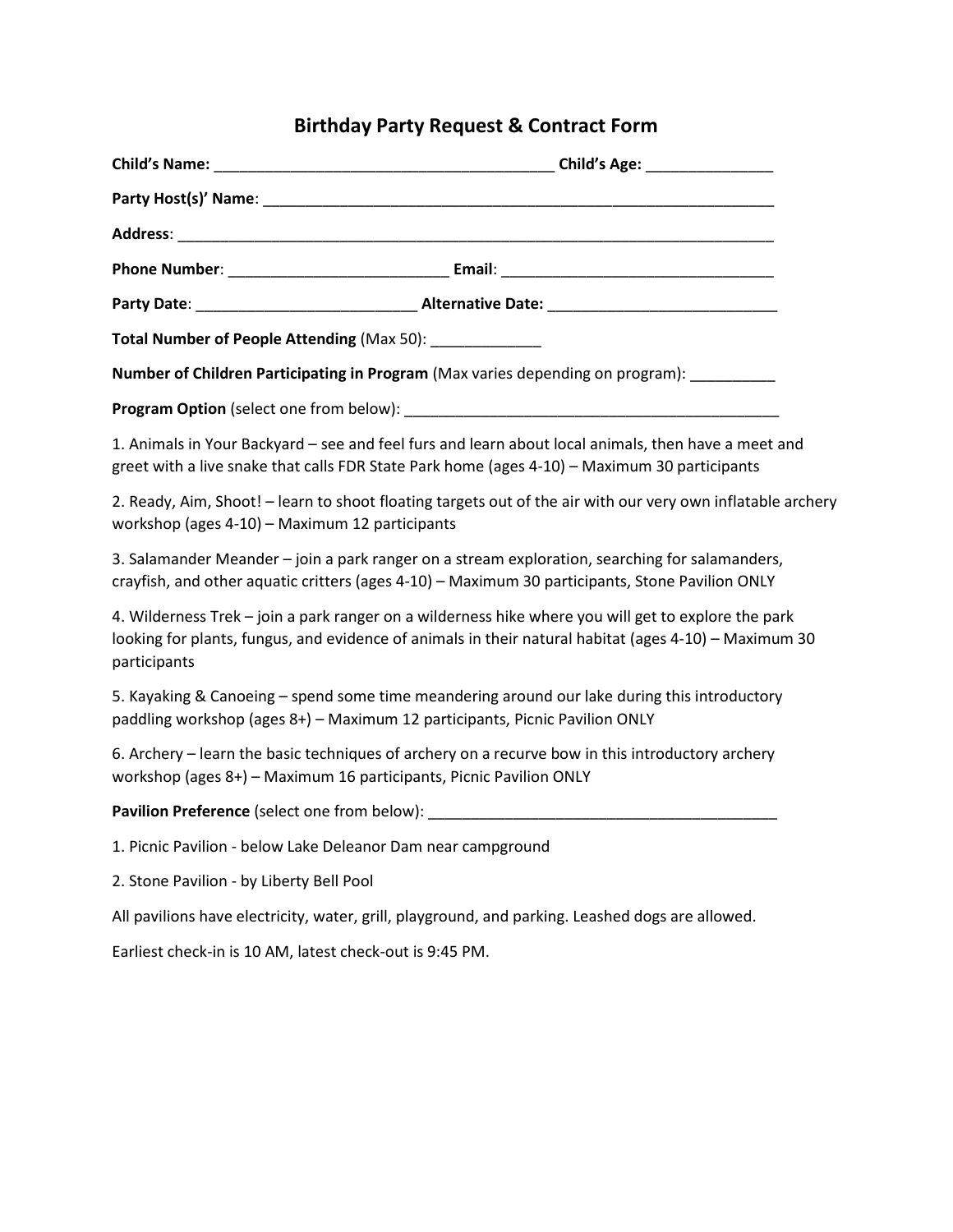# Birthday Party Request & Contract Form

**Child's Name:** ________________________________________ **Child's Age:** _______________

**Party Host(s)' Name**: ______________________________________________________________

**Address**: ______________________________________________________________________

**Phone Number**: __________________________ **Email**: _________________________________

**Party Date**: __________________________ **Alternative Date:** ___________________________

**Total Number of People Attending** (Max 50): _____________

**Number of Children Participating in Program** (Max varies depending on program): __________

**Program Option** (select one from below): ______________________________________________

1. Animals in Your Backyard – see and feel furs and learn about local animals, then have a meet and greet with a live snake that calls FDR State Park home (ages 4-10) – Maximum 30 participants

2. Ready, Aim, Shoot! – learn to shoot floating targets out of the air with our very own inflatable archery workshop (ages 4-10) – Maximum 12 participants

3. Salamander Meander – join a park ranger on a stream exploration, searching for salamanders, crayfish, and other aquatic critters (ages 4-10) – Maximum 30 participants, Stone Pavilion ONLY

4. Wilderness Trek – join a park ranger on a wilderness hike where you will get to explore the park looking for plants, fungus, and evidence of animals in their natural habitat (ages 4-10) – Maximum 30 participants

5. Kayaking & Canoeing – spend some time meandering around our lake during this introductory paddling workshop (ages 8+) – Maximum 12 participants, Picnic Pavilion ONLY

6. Archery – learn the basic techniques of archery on a recurve bow in this introductory archery workshop (ages 8+) – Maximum 16 participants, Picnic Pavilion ONLY

**Pavilion Preference** (select one from below): __________________________________________

1. Picnic Pavilion - below Lake Deleanor Dam near campground

2. Stone Pavilion - by Liberty Bell Pool

All pavilions have electricity, water, grill, playground, and parking. Leashed dogs are allowed.

Earliest check-in is 10 AM, latest check-out is 9:45 PM.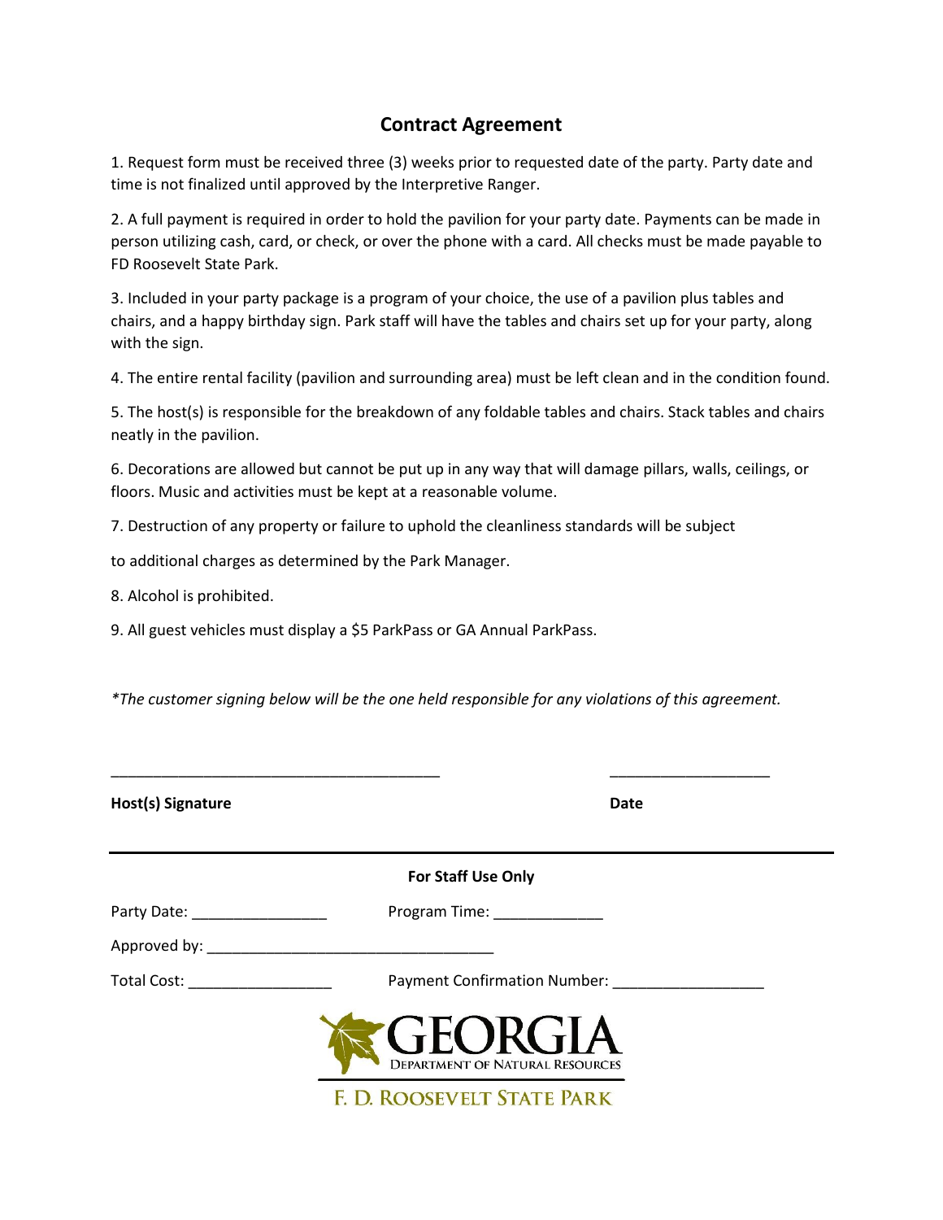## Contract Agreement

1. Request form must be received three (3) weeks prior to requested date of the party. Party date and time is not finalized until approved by the Interpretive Ranger.

2. A full payment is required in order to hold the pavilion for your party date. Payments can be made in person utilizing cash, card, or check, or over the phone with a card. All checks must be made payable to FD Roosevelt State Park.

3. Included in your party package is a program of your choice, the use of a pavilion plus tables and chairs, and a happy birthday sign. Park staff will have the tables and chairs set up for your party, along with the sign.

4. The entire rental facility (pavilion and surrounding area) must be left clean and in the condition found.

5. The host(s) is responsible for the breakdown of any foldable tables and chairs. Stack tables and chairs neatly in the pavilion.

6. Decorations are allowed but cannot be put up in any way that will damage pillars, walls, ceilings, or floors. Music and activities must be kept at a reasonable volume.

7. Destruction of any property or failure to uphold the cleanliness standards will be subject

to additional charges as determined by the Park Manager.

8. Alcohol is prohibited.

9. All guest vehicles must display a $5 ParkPass or GA Annual ParkPass.

*\*The customer signing below will be the one held responsible for any violations of this agreement.*

________________________________________ ____________________

**Host(s) Signature** **Date**

---

**For Staff Use Only**

Party Date: ________________ Program Time: _____________

Approved by: __________________________________

Total Cost: _________________ Payment Confirmation Number: __________________

GEORGIA
DEPARTMENT OF NATURAL RESOURCES
F. D. ROOSEVELT STATE PARK